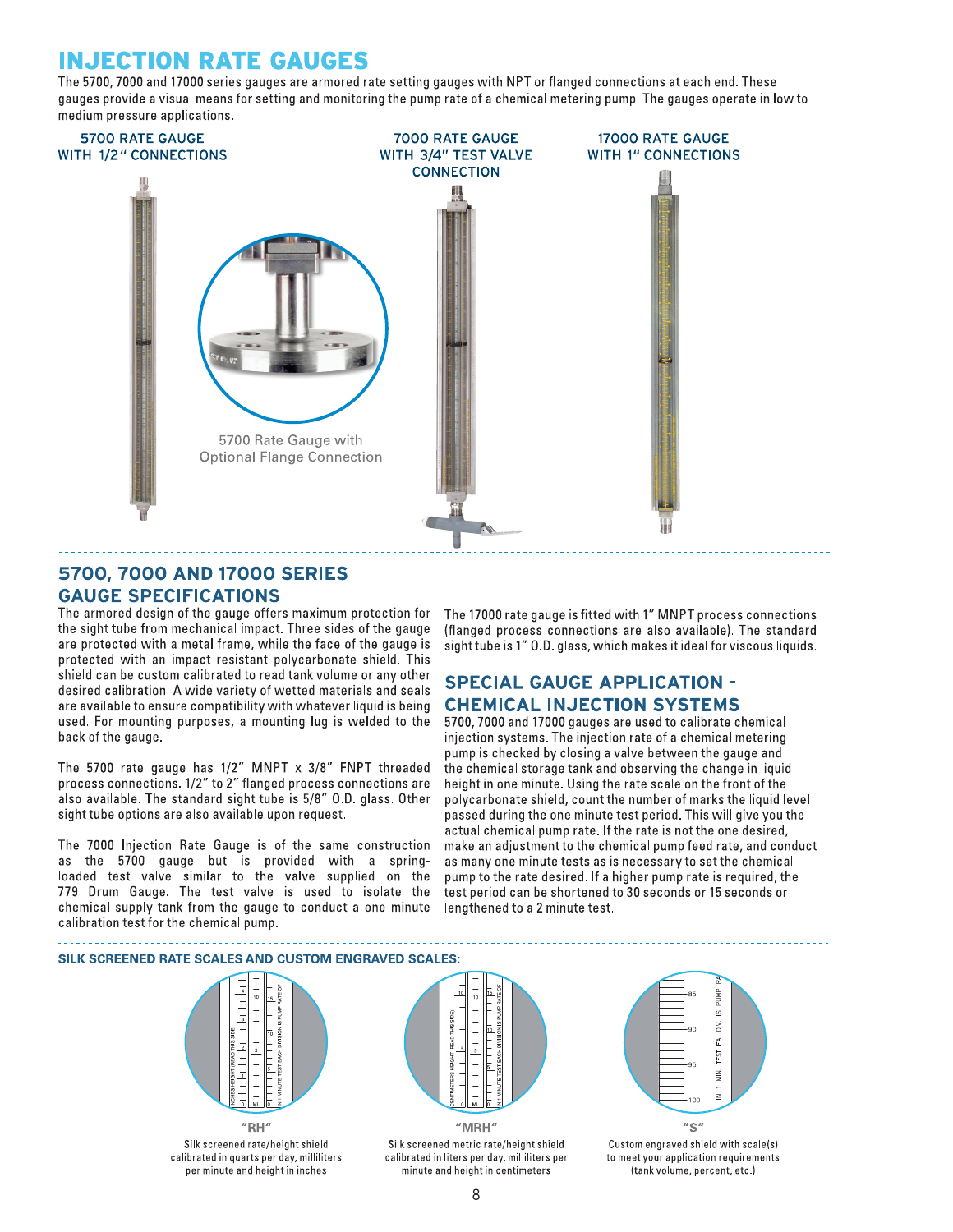# INJECTION RATE GAUGES

The 5700, 7000 and 17000 series gauges are armored rate setting gauges with NPT or flanged connections at each end. These gauges provide a visual means for setting and monitoring the pump rate of a chemical metering pump. The gauges operate in low to medium pressure applications.

5700 RATE GAUGE WITH 1/2" CONNECTIONS

7000 RATE GAUGE WITH 3/4" TEST VALVE CONNECTION

17000 RATE GAUGE WITH 1" CONNECTIONS

5700 Rate Gauge with Optional Flange Connection

## 5700, 7000 AND 17000 SERIES GAUGE SPECIFICATIONS

The armored design of the gauge offers maximum protection for the sight tube from mechanical impact. Three sides of the gauge are protected with a metal frame, while the face of the gauge is protected with an impact resistant polycarbonate shield. This shield can be custom calibrated to read tank volume or any other desired calibration. A wide variety of wetted materials and seals are available to ensure compatibility with whatever liquid is being used. For mounting purposes, a mounting lug is welded to the back of the gauge.

The 5700 rate gauge has 1/2" MNPT x 3/8" FNPT threaded process connections. 1/2" to 2" flanged process connections are also available. The standard sight tube is 5/8" O.D. glass. Other sight tube options are also available upon request.

The 7000 Injection Rate Gauge is of the same construction as the 5700 gauge but is provided with a spring-loaded test valve similar to the valve supplied on the 779 Drum Gauge. The test valve is used to isolate the chemical supply tank from the gauge to conduct a one minute calibration test for the chemical pump.

The 17000 rate gauge is fitted with 1" MNPT process connections (flanged process connections are also available). The standard sight tube is 1" O.D. glass, which makes it ideal for viscous liquids.

## SPECIAL GAUGE APPLICATION - CHEMICAL INJECTION SYSTEMS

5700, 7000 and 17000 gauges are used to calibrate chemical injection systems. The injection rate of a chemical metering pump is checked by closing a valve between the gauge and the chemical storage tank and observing the change in liquid height in one minute. Using the rate scale on the front of the polycarbonate shield, count the number of marks the liquid level passed during the one minute test period. This will give you the actual chemical pump rate. If the rate is not the one desired, make an adjustment to the chemical pump feed rate, and conduct as many one minute tests as is necessary to set the chemical pump to the rate desired. If a higher pump rate is required, the test period can be shortened to 30 seconds or 15 seconds or lengthened to a 2 minute test.

### SILK SCREENED RATE SCALES AND CUSTOM ENGRAVED SCALES:

"RH"

Silk screened rate/height shield calibrated in quarts per day, milliliters per minute and height in inches

"MRH"

Silk screened metric rate/height shield calibrated in liters per day, milliliters per minute and height in centimeters

"S"

Custom engraved shield with scale(s) to meet your application requirements (tank volume, percent, etc.)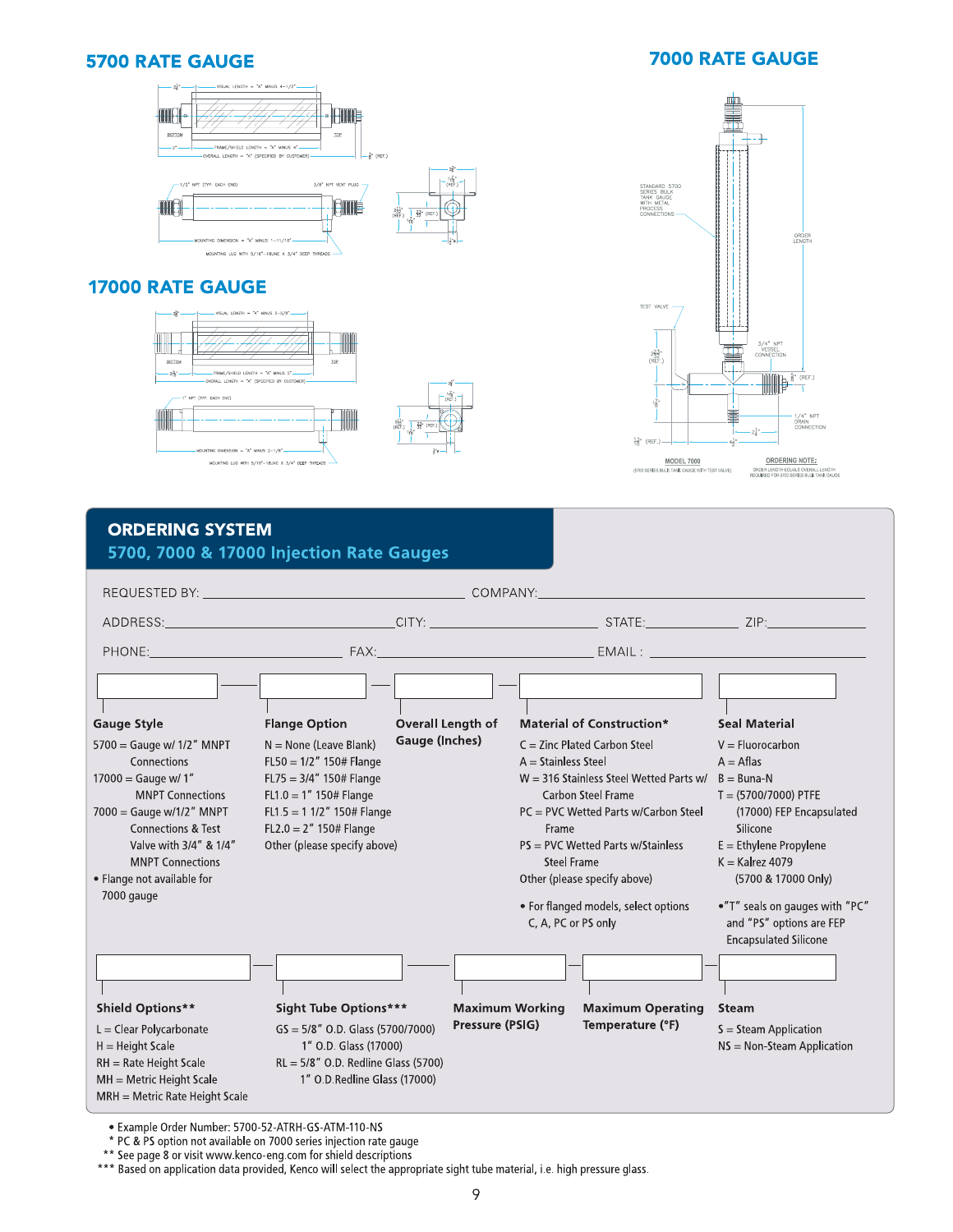## 5700 RATE GAUGE

VISUAL LENGTH = "A" MINUS 4-1/2"

BOTTOM

TOP

FRAME/SHIELD LENGTH = "A" MINUS 4"

OVERALL LENGTH = "A" (SPECIFIED BY CUSTOMER)

1/2" NPT (TYP. EACH END)

3/8" NPT VENT PLUG

MOUNTING DIMENSION = "A" MINUS 1-11/16"

MOUNTING LUG WITH 5/16"-18UNC X 3/4" DEEP THREADS

## 7000 RATE GAUGE

STANDARD 5700 SERIES BULK TANK GAUGE WITH METAL PROCESS CONNECTIONS

ORDER LENGTH

TEST VALVE

3/4" NPT VESSEL CONNECTION

1/4" NPT DRAIN CONNECTION

MODEL 7000

(5700 SERIES BULK TANK GAUGE WITH TEST VALVE)

ORDERING NOTE:

ORDER LENGTH EQUALS OVERALL LENGTH REQUIRED FOR 5700 SERIES BULK TANK GAUGE

## 17000 RATE GAUGE

VISUAL LENGTH = "A" MINUS 5-5/8"

BOTTOM

TOP

FRAME/SHIELD LENGTH = "A" MINUS 5"

OVERALL LENGTH = "A" (SPECIFIED BY CUSTOMER)

1" NPT (TYP. EACH END)

MOUNTING DIMENSION = "A" MINUS 2-1/8"

MOUNTING LUG WITH 5/16"-18UNC X 3/4" DEEP THREADS

## ORDERING SYSTEM

### 5700, 7000 & 17000 Injection Rate Gauges

REQUESTED BY: ______________________ COMPANY: ______________________

ADDRESS: ______________________ CITY: ______________ STATE: __________ ZIP: __________

PHONE: ______________ FAX: ______________ EMAIL : ______________

**Gauge Style**

5700 = Gauge w/ 1/2" MNPT Connections
17000 = Gauge w/ 1" MNPT Connections
7000 = Gauge w/1/2" MNPT Connections & Test Valve with 3/4" & 1/4" MNPT Connections

- Flange not available for 7000 gauge

**Flange Option**

N = None (Leave Blank)
FL50 = 1/2" 150# Flange
FL75 = 3/4" 150# Flange
FL1.0 = 1" 150# Flange
FL1.5 = 1 1/2" 150# Flange
FL2.0 = 2" 150# Flange
Other (please specify above)

**Overall Length of Gauge (Inches)**

**Material of Construction***

C = Zinc Plated Carbon Steel
A = Stainless Steel
W = 316 Stainless Steel Wetted Parts w/ Carbon Steel Frame
PC = PVC Wetted Parts w/Carbon Steel Frame
PS = PVC Wetted Parts w/Stainless Steel Frame
Other (please specify above)

- For flanged models, select options C, A, PC or PS only

**Seal Material**

V = Fluorocarbon
A = Aflas
B = Buna-N
T = (5700/7000) PTFE (17000) FEP Encapsulated Silicone
E = Ethylene Propylene
K = Kalrez 4079 (5700 & 17000 Only)

- "T" seals on gauges with "PC" and "PS" options are FEP Encapsulated Silicone

**Shield Options****

L = Clear Polycarbonate
H = Height Scale
RH = Rate Height Scale
MH = Metric Height Scale
MRH = Metric Rate Height Scale

**Sight Tube Options*****

GS = 5/8" O.D. Glass (5700/7000)
1" O.D. Glass (17000)
RL = 5/8" O.D. Redline Glass (5700)
1" O.D.Redline Glass (17000)

**Maximum Working Pressure (PSIG)**

**Maximum Operating Temperature (°F)**

**Steam**

S = Steam Application
NS = Non-Steam Application

- Example Order Number: 5700-52-ATRH-GS-ATM-110-NS

\* PC & PS option not available on 7000 series injection rate gauge

** See page 8 or visit www.kenco-eng.com for shield descriptions

*** Based on application data provided, Kenco will select the appropriate sight tube material, i.e. high pressure glass.